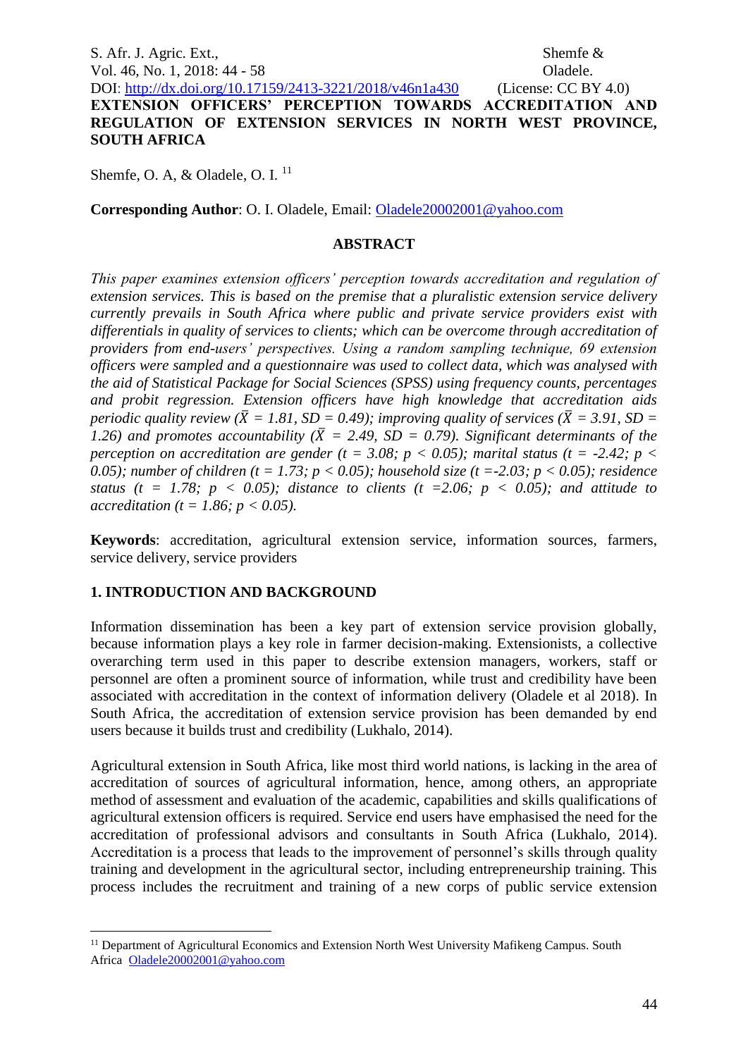# EXTENSION OFFICERS' PERCEPTION TOWARDS ACCREDITATION AND REGULATION OF EXTENSION SERVICES IN NORTH WEST PROVINCE, SOUTH AFRICA

Shemfe, O. A, & Oladele, O. I. [11]

**Corresponding Author**: O. I. Oladele, Email: Oladele20002001@yahoo.com

## ABSTRACT

*This paper examines extension officers' perception towards accreditation and regulation of extension services. This is based on the premise that a pluralistic extension service delivery currently prevails in South Africa where public and private service providers exist with differentials in quality of services to clients; which can be overcome through accreditation of providers from end-users' perspectives. Using a random sampling technique, 69 extension officers were sampled and a questionnaire was used to collect data, which was analysed with the aid of Statistical Package for Social Sciences (SPSS) using frequency counts, percentages and probit regression. Extension officers have high knowledge that accreditation aids periodic quality review ($\bar{X}$ = 1.81, SD = 0.49); improving quality of services ($\bar{X}$ = 3.91, SD = 1.26) and promotes accountability ($\bar{X}$ = 2.49, SD = 0.79). Significant determinants of the perception on accreditation are gender (t = 3.08; p < 0.05); marital status (t = -2.42; p < 0.05); number of children (t = 1.73; p < 0.05); household size (t =-2.03; p < 0.05); residence status (t = 1.78; p < 0.05); distance to clients (t =2.06; p < 0.05); and attitude to accreditation (t = 1.86; p < 0.05).*

**Keywords**: accreditation, agricultural extension service, information sources, farmers, service delivery, service providers

## 1. INTRODUCTION AND BACKGROUND

Information dissemination has been a key part of extension service provision globally, because information plays a key role in farmer decision-making. Extensionists, a collective overarching term used in this paper to describe extension managers, workers, staff or personnel are often a prominent source of information, while trust and credibility have been associated with accreditation in the context of information delivery (Oladele et al 2018). In South Africa, the accreditation of extension service provision has been demanded by end users because it builds trust and credibility (Lukhalo, 2014).

Agricultural extension in South Africa, like most third world nations, is lacking in the area of accreditation of sources of agricultural information, hence, among others, an appropriate method of assessment and evaluation of the academic, capabilities and skills qualifications of agricultural extension officers is required. Service end users have emphasised the need for the accreditation of professional advisors and consultants in South Africa (Lukhalo, 2014). Accreditation is a process that leads to the improvement of personnel's skills through quality training and development in the agricultural sector, including entrepreneurship training. This process includes the recruitment and training of a new corps of public service extension

---

[11] Department of Agricultural Economics and Extension North West University Mafikeng Campus. South Africa Oladele20002001@yahoo.com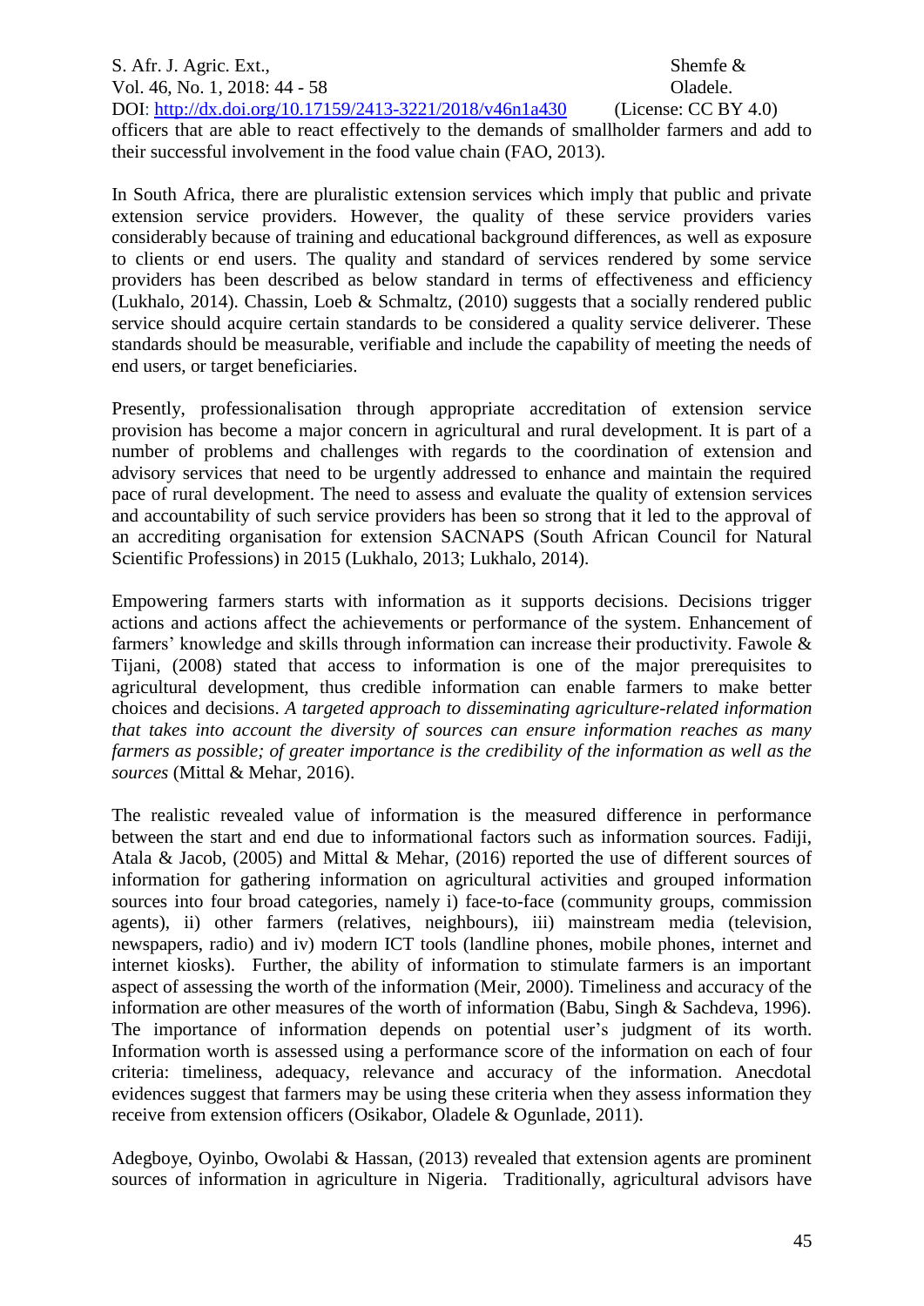officers that are able to react effectively to the demands of smallholder farmers and add to their successful involvement in the food value chain (FAO, 2013).

In South Africa, there are pluralistic extension services which imply that public and private extension service providers. However, the quality of these service providers varies considerably because of training and educational background differences, as well as exposure to clients or end users. The quality and standard of services rendered by some service providers has been described as below standard in terms of effectiveness and efficiency (Lukhalo, 2014). Chassin, Loeb & Schmaltz, (2010) suggests that a socially rendered public service should acquire certain standards to be considered a quality service deliverer. These standards should be measurable, verifiable and include the capability of meeting the needs of end users, or target beneficiaries.

Presently, professionalisation through appropriate accreditation of extension service provision has become a major concern in agricultural and rural development. It is part of a number of problems and challenges with regards to the coordination of extension and advisory services that need to be urgently addressed to enhance and maintain the required pace of rural development. The need to assess and evaluate the quality of extension services and accountability of such service providers has been so strong that it led to the approval of an accrediting organisation for extension SACNAPS (South African Council for Natural Scientific Professions) in 2015 (Lukhalo, 2013; Lukhalo, 2014).

Empowering farmers starts with information as it supports decisions. Decisions trigger actions and actions affect the achievements or performance of the system. Enhancement of farmers' knowledge and skills through information can increase their productivity. Fawole & Tijani, (2008) stated that access to information is one of the major prerequisites to agricultural development, thus credible information can enable farmers to make better choices and decisions. *A targeted approach to disseminating agriculture-related information that takes into account the diversity of sources can ensure information reaches as many farmers as possible; of greater importance is the credibility of the information as well as the sources* (Mittal & Mehar, 2016).

The realistic revealed value of information is the measured difference in performance between the start and end due to informational factors such as information sources. Fadiji, Atala & Jacob, (2005) and Mittal & Mehar, (2016) reported the use of different sources of information for gathering information on agricultural activities and grouped information sources into four broad categories, namely i) face-to-face (community groups, commission agents), ii) other farmers (relatives, neighbours), iii) mainstream media (television, newspapers, radio) and iv) modern ICT tools (landline phones, mobile phones, internet and internet kiosks). Further, the ability of information to stimulate farmers is an important aspect of assessing the worth of the information (Meir, 2000). Timeliness and accuracy of the information are other measures of the worth of information (Babu, Singh & Sachdeva, 1996). The importance of information depends on potential user's judgment of its worth. Information worth is assessed using a performance score of the information on each of four criteria: timeliness, adequacy, relevance and accuracy of the information. Anecdotal evidences suggest that farmers may be using these criteria when they assess information they receive from extension officers (Osikabor, Oladele & Ogunlade, 2011).

Adegboye, Oyinbo, Owolabi & Hassan, (2013) revealed that extension agents are prominent sources of information in agriculture in Nigeria. Traditionally, agricultural advisors have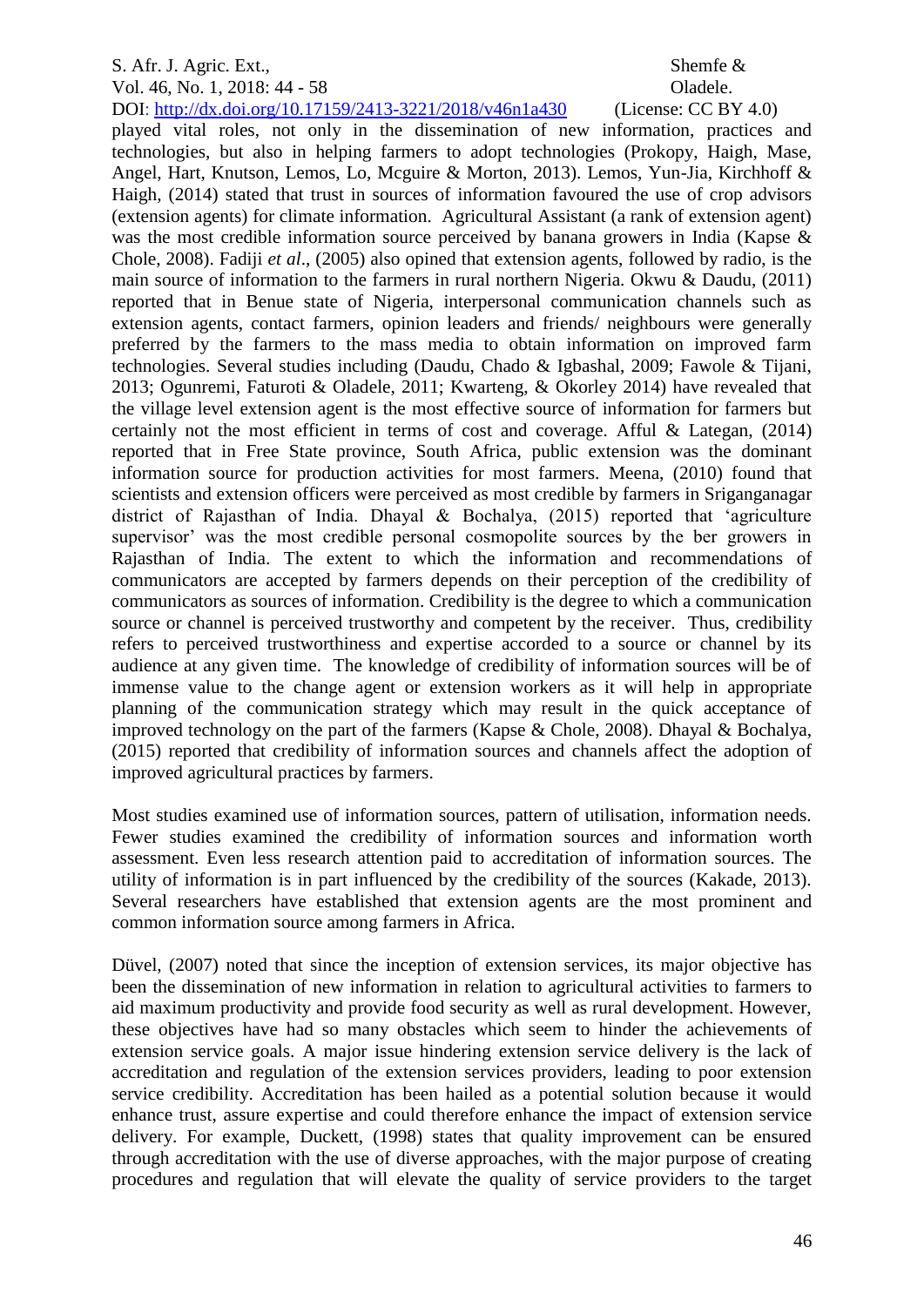played vital roles, not only in the dissemination of new information, practices and technologies, but also in helping farmers to adopt technologies (Prokopy, Haigh, Mase, Angel, Hart, Knutson, Lemos, Lo, Mcguire & Morton, 2013). Lemos, Yun-Jia, Kirchhoff & Haigh, (2014) stated that trust in sources of information favoured the use of crop advisors (extension agents) for climate information. Agricultural Assistant (a rank of extension agent) was the most credible information source perceived by banana growers in India (Kapse & Chole, 2008). Fadiji *et al*., (2005) also opined that extension agents, followed by radio, is the main source of information to the farmers in rural northern Nigeria. Okwu & Daudu, (2011) reported that in Benue state of Nigeria, interpersonal communication channels such as extension agents, contact farmers, opinion leaders and friends/ neighbours were generally preferred by the farmers to the mass media to obtain information on improved farm technologies. Several studies including (Daudu, Chado & Igbashal, 2009; Fawole & Tijani, 2013; Ogunremi, Faturoti & Oladele, 2011; Kwarteng, & Okorley 2014) have revealed that the village level extension agent is the most effective source of information for farmers but certainly not the most efficient in terms of cost and coverage. Afful & Lategan, (2014) reported that in Free State province, South Africa, public extension was the dominant information source for production activities for most farmers. Meena, (2010) found that scientists and extension officers were perceived as most credible by farmers in Sriganganagar district of Rajasthan of India. Dhayal & Bochalya, (2015) reported that 'agriculture supervisor' was the most credible personal cosmopolite sources by the ber growers in Rajasthan of India. The extent to which the information and recommendations of communicators are accepted by farmers depends on their perception of the credibility of communicators as sources of information. Credibility is the degree to which a communication source or channel is perceived trustworthy and competent by the receiver. Thus, credibility refers to perceived trustworthiness and expertise accorded to a source or channel by its audience at any given time. The knowledge of credibility of information sources will be of immense value to the change agent or extension workers as it will help in appropriate planning of the communication strategy which may result in the quick acceptance of improved technology on the part of the farmers (Kapse & Chole, 2008). Dhayal & Bochalya, (2015) reported that credibility of information sources and channels affect the adoption of improved agricultural practices by farmers.

Most studies examined use of information sources, pattern of utilisation, information needs. Fewer studies examined the credibility of information sources and information worth assessment. Even less research attention paid to accreditation of information sources. The utility of information is in part influenced by the credibility of the sources (Kakade, 2013). Several researchers have established that extension agents are the most prominent and common information source among farmers in Africa.

Düvel, (2007) noted that since the inception of extension services, its major objective has been the dissemination of new information in relation to agricultural activities to farmers to aid maximum productivity and provide food security as well as rural development. However, these objectives have had so many obstacles which seem to hinder the achievements of extension service goals. A major issue hindering extension service delivery is the lack of accreditation and regulation of the extension services providers, leading to poor extension service credibility. Accreditation has been hailed as a potential solution because it would enhance trust, assure expertise and could therefore enhance the impact of extension service delivery. For example, Duckett, (1998) states that quality improvement can be ensured through accreditation with the use of diverse approaches, with the major purpose of creating procedures and regulation that will elevate the quality of service providers to the target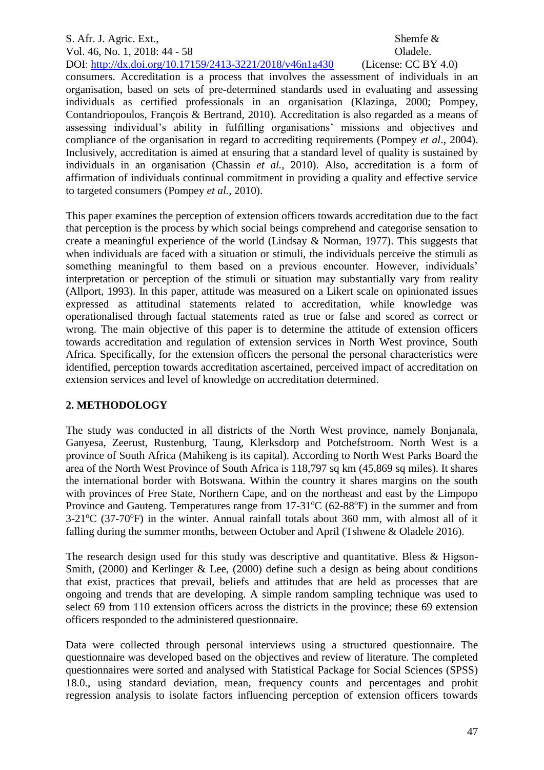consumers. Accreditation is a process that involves the assessment of individuals in an organisation, based on sets of pre-determined standards used in evaluating and assessing individuals as certified professionals in an organisation (Klazinga, 2000; Pompey, Contandriopoulos, François & Bertrand, 2010). Accreditation is also regarded as a means of assessing individual's ability in fulfilling organisations' missions and objectives and compliance of the organisation in regard to accrediting requirements (Pompey *et al*., 2004). Inclusively, accreditation is aimed at ensuring that a standard level of quality is sustained by individuals in an organisation (Chassin *et al.,* 2010). Also, accreditation is a form of affirmation of individuals continual commitment in providing a quality and effective service to targeted consumers (Pompey *et al.,* 2010).

This paper examines the perception of extension officers towards accreditation due to the fact that perception is the process by which social beings comprehend and categorise sensation to create a meaningful experience of the world (Lindsay & Norman, 1977). This suggests that when individuals are faced with a situation or stimuli, the individuals perceive the stimuli as something meaningful to them based on a previous encounter. However, individuals' interpretation or perception of the stimuli or situation may substantially vary from reality (Allport, 1993). In this paper, attitude was measured on a Likert scale on opinionated issues expressed as attitudinal statements related to accreditation, while knowledge was operationalised through factual statements rated as true or false and scored as correct or wrong. The main objective of this paper is to determine the attitude of extension officers towards accreditation and regulation of extension services in North West province, South Africa. Specifically, for the extension officers the personal the personal characteristics were identified, perception towards accreditation ascertained, perceived impact of accreditation on extension services and level of knowledge on accreditation determined.

## 2. METHODOLOGY

The study was conducted in all districts of the North West province, namely Bonjanala, Ganyesa, Zeerust, Rustenburg, Taung, Klerksdorp and Potchefstroom. North West is a province of South Africa (Mahikeng is its capital). According to North West Parks Board the area of the North West Province of South Africa is 118,797 sq km (45,869 sq miles). It shares the international border with Botswana. Within the country it shares margins on the south with provinces of Free State, Northern Cape, and on the northeast and east by the Limpopo Province and Gauteng. Temperatures range from 17-31$^{o}$C (62-88$^{o}$F) in the summer and from 3-21$^{o}$C (37-70$^{o}$F) in the winter. Annual rainfall totals about 360 mm, with almost all of it falling during the summer months, between October and April (Tshwene & Oladele 2016).

The research design used for this study was descriptive and quantitative. Bless & Higson-Smith, (2000) and Kerlinger & Lee, (2000) define such a design as being about conditions that exist, practices that prevail, beliefs and attitudes that are held as processes that are ongoing and trends that are developing. A simple random sampling technique was used to select 69 from 110 extension officers across the districts in the province; these 69 extension officers responded to the administered questionnaire.

Data were collected through personal interviews using a structured questionnaire. The questionnaire was developed based on the objectives and review of literature. The completed questionnaires were sorted and analysed with Statistical Package for Social Sciences (SPSS) 18.0., using standard deviation, mean, frequency counts and percentages and probit regression analysis to isolate factors influencing perception of extension officers towards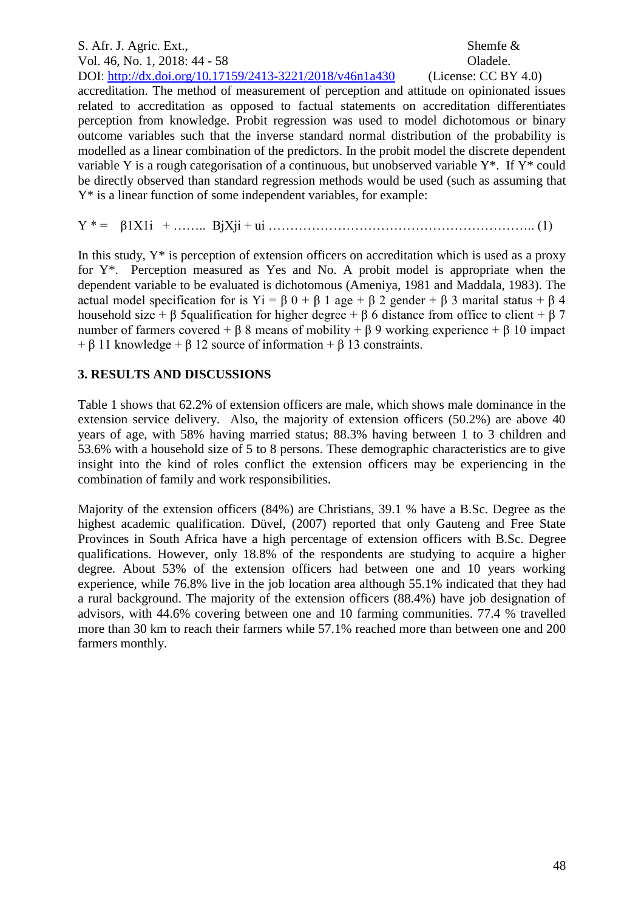accreditation. The method of measurement of perception and attitude on opinionated issues related to accreditation as opposed to factual statements on accreditation differentiates perception from knowledge. Probit regression was used to model dichotomous or binary outcome variables such that the inverse standard normal distribution of the probability is modelled as a linear combination of the predictors. In the probit model the discrete dependent variable Y is a rough categorisation of a continuous, but unobserved variable $Y^*$. If $Y^*$ could be directly observed than standard regression methods would be used (such as assuming that $Y^*$ is a linear function of some independent variables, for example:

$$Y^* = \beta 1X1i + \ldots\ldots\ BjXji + ui \qquad (1)$$

In this study, $Y^*$ is perception of extension officers on accreditation which is used as a proxy for $Y^*$. Perception measured as Yes and No. A probit model is appropriate when the dependent variable to be evaluated is dichotomous (Ameniya, 1981 and Maddala, 1983). The actual model specification for is $Yi = \beta 0 + \beta 1$ age $+ \beta 2$ gender $+ \beta 3$ marital status $+ \beta 4$ household size $+ \beta 5$qualification for higher degree $+ \beta 6$ distance from office to client $+ \beta 7$ number of farmers covered $+ \beta 8$ means of mobility $+ \beta 9$ working experience $+ \beta 10$ impact $+ \beta 11$ knowledge $+ \beta 12$ source of information $+ \beta 13$ constraints.

## 3. RESULTS AND DISCUSSIONS

Table 1 shows that 62.2% of extension officers are male, which shows male dominance in the extension service delivery. Also, the majority of extension officers (50.2%) are above 40 years of age, with 58% having married status; 88.3% having between 1 to 3 children and 53.6% with a household size of 5 to 8 persons. These demographic characteristics are to give insight into the kind of roles conflict the extension officers may be experiencing in the combination of family and work responsibilities.

Majority of the extension officers (84%) are Christians, 39.1 % have a B.Sc. Degree as the highest academic qualification. Düvel, (2007) reported that only Gauteng and Free State Provinces in South Africa have a high percentage of extension officers with B.Sc. Degree qualifications. However, only 18.8% of the respondents are studying to acquire a higher degree. About 53% of the extension officers had between one and 10 years working experience, while 76.8% live in the job location area although 55.1% indicated that they had a rural background. The majority of the extension officers (88.4%) have job designation of advisors, with 44.6% covering between one and 10 farming communities. 77.4 % travelled more than 30 km to reach their farmers while 57.1% reached more than between one and 200 farmers monthly.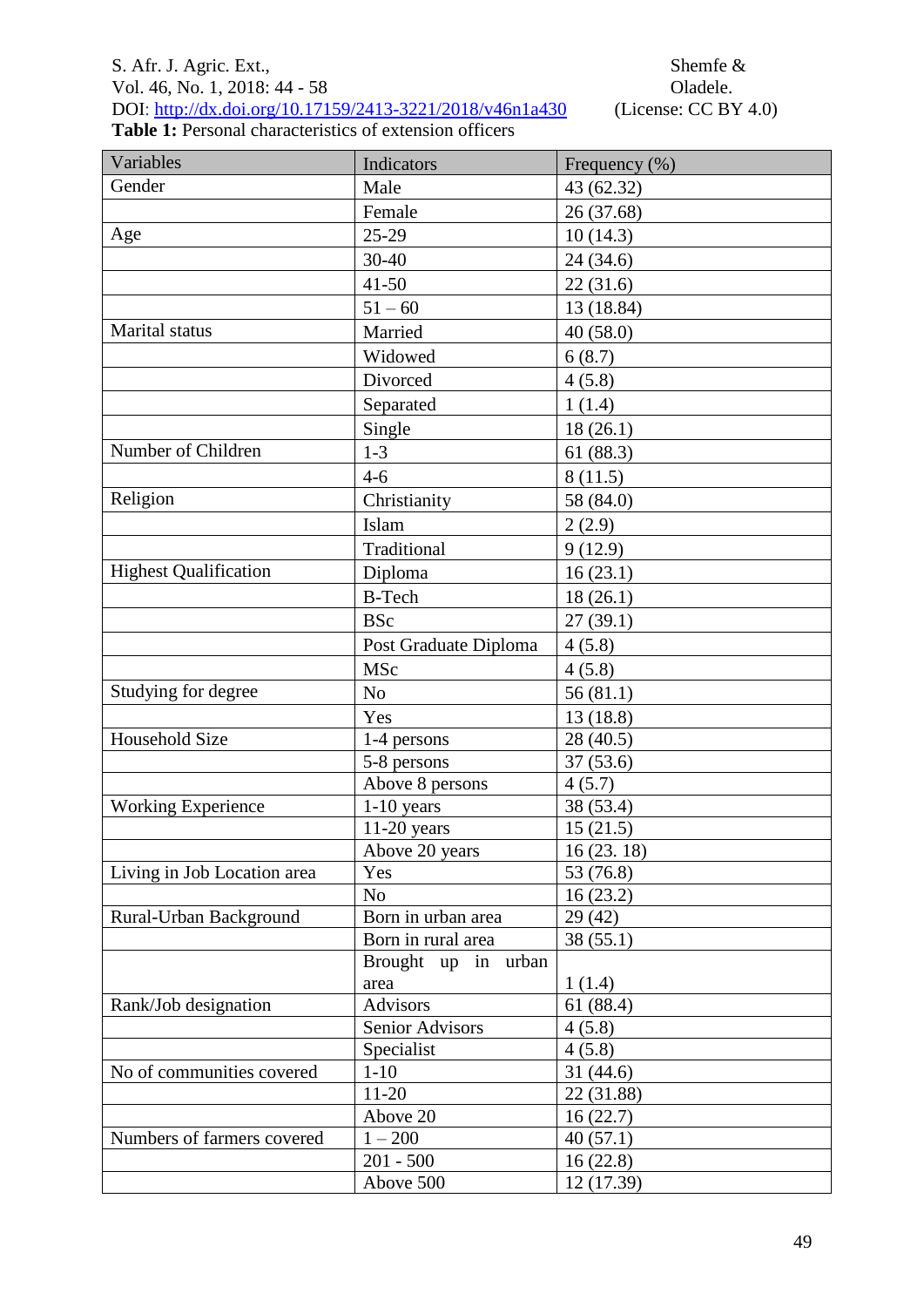**Table 1:** Personal characteristics of extension officers

| Variables | Indicators | Frequency (%) |
|---|---|---|
| Gender | Male | 43 (62.32) |
| | Female | 26 (37.68) |
| Age | 25-29 | 10 (14.3) |
| | 30-40 | 24 (34.6) |
| | 41-50 | 22 (31.6) |
| | 51 – 60 | 13 (18.84) |
| Marital status | Married | 40 (58.0) |
| | Widowed | 6 (8.7) |
| | Divorced | 4 (5.8) |
| | Separated | 1 (1.4) |
| | Single | 18 (26.1) |
| Number of Children | 1-3 | 61 (88.3) |
| | 4-6 | 8 (11.5) |
| Religion | Christianity | 58 (84.0) |
| | Islam | 2 (2.9) |
| | Traditional | 9 (12.9) |
| Highest Qualification | Diploma | 16 (23.1) |
| | B-Tech | 18 (26.1) |
| | BSc | 27 (39.1) |
| | Post Graduate Diploma | 4 (5.8) |
| | MSc | 4 (5.8) |
| Studying for degree | No | 56 (81.1) |
| | Yes | 13 (18.8) |
| Household Size | 1-4 persons | 28 (40.5) |
| | 5-8 persons | 37 (53.6) |
| | Above 8 persons | 4 (5.7) |
| Working Experience | 1-10 years | 38 (53.4) |
| | 11-20 years | 15 (21.5) |
| | Above 20 years | 16 (23. 18) |
| Living in Job Location area | Yes | 53 (76.8) |
| | No | 16 (23.2) |
| Rural-Urban Background | Born in urban area | 29 (42) |
| | Born in rural area | 38 (55.1) |
| | Brought up in urban area | 1 (1.4) |
| Rank/Job designation | Advisors | 61 (88.4) |
| | Senior Advisors | 4 (5.8) |
| | Specialist | 4 (5.8) |
| No of communities covered | 1-10 | 31 (44.6) |
| | 11-20 | 22 (31.88) |
| | Above 20 | 16 (22.7) |
| Numbers of farmers covered | 1 – 200 | 40 (57.1) |
| | 201 - 500 | 16 (22.8) |
| | Above 500 | 12 (17.39) |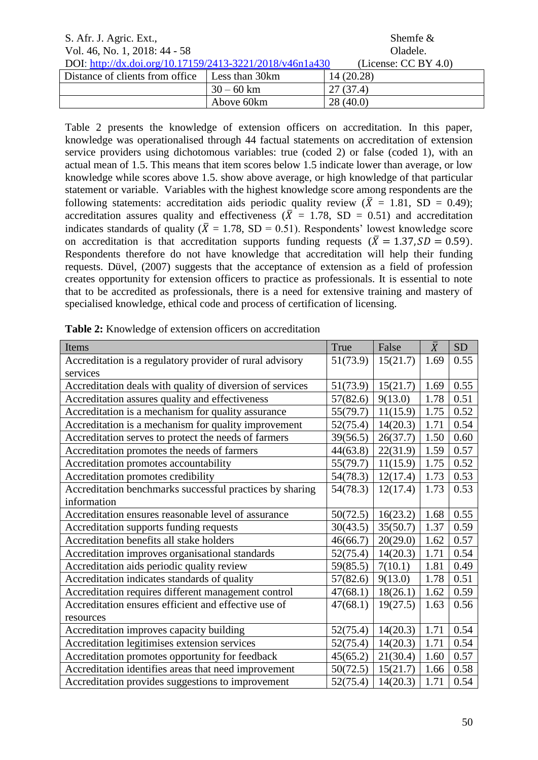| Distance of clients from office | Less than 30km | 14 (20.28) |
|---|---|---|
| | 30 – 60 km | 27 (37.4) |
| | Above 60km | 28 (40.0) |

Table 2 presents the knowledge of extension officers on accreditation. In this paper, knowledge was operationalised through 44 factual statements on accreditation of extension service providers using dichotomous variables: true (coded 2) or false (coded 1), with an actual mean of 1.5. This means that item scores below 1.5 indicate lower than average, or low knowledge while scores above 1.5. show above average, or high knowledge of that particular statement or variable. Variables with the highest knowledge score among respondents are the following statements: accreditation aids periodic quality review ($\bar{X}$ = 1.81, SD = 0.49); accreditation assures quality and effectiveness ($\bar{X}$ = 1.78, SD = 0.51) and accreditation indicates standards of quality ($\bar{X}$ = 1.78, SD = 0.51). Respondents' lowest knowledge score on accreditation is that accreditation supports funding requests ($\bar{X} = 1.37, SD = 0.59$). Respondents therefore do not have knowledge that accreditation will help their funding requests. Düvel, (2007) suggests that the acceptance of extension as a field of profession creates opportunity for extension officers to practice as professionals. It is essential to note that to be accredited as professionals, there is a need for extensive training and mastery of specialised knowledge, ethical code and process of certification of licensing.

**Table 2:** Knowledge of extension officers on accreditation

| Items | True | False | $\bar{X}$ | SD |
|---|---|---|---|---|
| Accreditation is a regulatory provider of rural advisory services | 51(73.9) | 15(21.7) | 1.69 | 0.55 |
| Accreditation deals with quality of diversion of services | 51(73.9) | 15(21.7) | 1.69 | 0.55 |
| Accreditation assures quality and effectiveness | 57(82.6) | 9(13.0) | 1.78 | 0.51 |
| Accreditation is a mechanism for quality assurance | 55(79.7) | 11(15.9) | 1.75 | 0.52 |
| Accreditation is a mechanism for quality improvement | 52(75.4) | 14(20.3) | 1.71 | 0.54 |
| Accreditation serves to protect the needs of farmers | 39(56.5) | 26(37.7) | 1.50 | 0.60 |
| Accreditation promotes the needs of farmers | 44(63.8) | 22(31.9) | 1.59 | 0.57 |
| Accreditation promotes accountability | 55(79.7) | 11(15.9) | 1.75 | 0.52 |
| Accreditation promotes credibility | 54(78.3) | 12(17.4) | 1.73 | 0.53 |
| Accreditation benchmarks successful practices by sharing information | 54(78.3) | 12(17.4) | 1.73 | 0.53 |
| Accreditation ensures reasonable level of assurance | 50(72.5) | 16(23.2) | 1.68 | 0.55 |
| Accreditation supports funding requests | 30(43.5) | 35(50.7) | 1.37 | 0.59 |
| Accreditation benefits all stake holders | 46(66.7) | 20(29.0) | 1.62 | 0.57 |
| Accreditation improves organisational standards | 52(75.4) | 14(20.3) | 1.71 | 0.54 |
| Accreditation aids periodic quality review | 59(85.5) | 7(10.1) | 1.81 | 0.49 |
| Accreditation indicates standards of quality | 57(82.6) | 9(13.0) | 1.78 | 0.51 |
| Accreditation requires different management control | 47(68.1) | 18(26.1) | 1.62 | 0.59 |
| Accreditation ensures efficient and effective use of resources | 47(68.1) | 19(27.5) | 1.63 | 0.56 |
| Accreditation improves capacity building | 52(75.4) | 14(20.3) | 1.71 | 0.54 |
| Accreditation legitimises extension services | 52(75.4) | 14(20.3) | 1.71 | 0.54 |
| Accreditation promotes opportunity for feedback | 45(65.2) | 21(30.4) | 1.60 | 0.57 |
| Accreditation identifies areas that need improvement | 50(72.5) | 15(21.7) | 1.66 | 0.58 |
| Accreditation provides suggestions to improvement | 52(75.4) | 14(20.3) | 1.71 | 0.54 |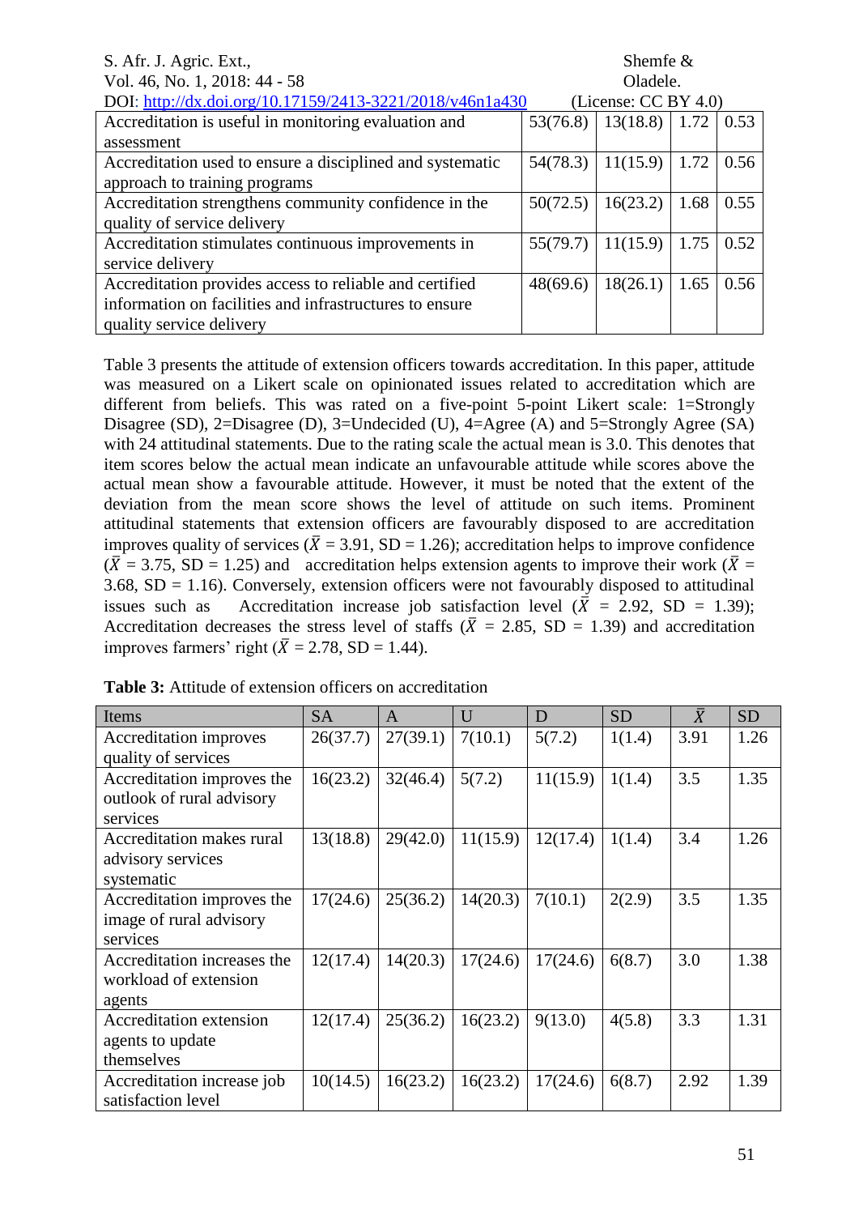| | | | | |
|---|---|---|---|---|
| Accreditation is useful in monitoring evaluation and assessment | 53(76.8) | 13(18.8) | 1.72 | 0.53 |
| Accreditation used to ensure a disciplined and systematic approach to training programs | 54(78.3) | 11(15.9) | 1.72 | 0.56 |
| Accreditation strengthens community confidence in the quality of service delivery | 50(72.5) | 16(23.2) | 1.68 | 0.55 |
| Accreditation stimulates continuous improvements in service delivery | 55(79.7) | 11(15.9) | 1.75 | 0.52 |
| Accreditation provides access to reliable and certified information on facilities and infrastructures to ensure quality service delivery | 48(69.6) | 18(26.1) | 1.65 | 0.56 |

Table 3 presents the attitude of extension officers towards accreditation. In this paper, attitude was measured on a Likert scale on opinionated issues related to accreditation which are different from beliefs. This was rated on a five-point 5-point Likert scale: 1=Strongly Disagree (SD), 2=Disagree (D), 3=Undecided (U), 4=Agree (A) and 5=Strongly Agree (SA) with 24 attitudinal statements. Due to the rating scale the actual mean is 3.0. This denotes that item scores below the actual mean indicate an unfavourable attitude while scores above the actual mean show a favourable attitude. However, it must be noted that the extent of the deviation from the mean score shows the level of attitude on such items. Prominent attitudinal statements that extension officers are favourably disposed to are accreditation improves quality of services ($\bar{X}$ = 3.91, SD = 1.26); accreditation helps to improve confidence ($\bar{X}$ = 3.75, SD = 1.25) and accreditation helps extension agents to improve their work ($\bar{X}$ = 3.68, SD = 1.16). Conversely, extension officers were not favourably disposed to attitudinal issues such as Accreditation increase job satisfaction level ($\bar{X}$ = 2.92, SD = 1.39); Accreditation decreases the stress level of staffs ($\bar{X}$ = 2.85, SD = 1.39) and accreditation improves farmers' right ($\bar{X}$ = 2.78, SD = 1.44).

**Table 3:** Attitude of extension officers on accreditation

| Items | SA | A | U | D | SD | $\bar{X}$ | SD |
|---|---|---|---|---|---|---|---|
| Accreditation improves quality of services | 26(37.7) | 27(39.1) | 7(10.1) | 5(7.2) | 1(1.4) | 3.91 | 1.26 |
| Accreditation improves the outlook of rural advisory services | 16(23.2) | 32(46.4) | 5(7.2) | 11(15.9) | 1(1.4) | 3.5 | 1.35 |
| Accreditation makes rural advisory services systematic | 13(18.8) | 29(42.0) | 11(15.9) | 12(17.4) | 1(1.4) | 3.4 | 1.26 |
| Accreditation improves the image of rural advisory services | 17(24.6) | 25(36.2) | 14(20.3) | 7(10.1) | 2(2.9) | 3.5 | 1.35 |
| Accreditation increases the workload of extension agents | 12(17.4) | 14(20.3) | 17(24.6) | 17(24.6) | 6(8.7) | 3.0 | 1.38 |
| Accreditation extension agents to update themselves | 12(17.4) | 25(36.2) | 16(23.2) | 9(13.0) | 4(5.8) | 3.3 | 1.31 |
| Accreditation increase job satisfaction level | 10(14.5) | 16(23.2) | 16(23.2) | 17(24.6) | 6(8.7) | 2.92 | 1.39 |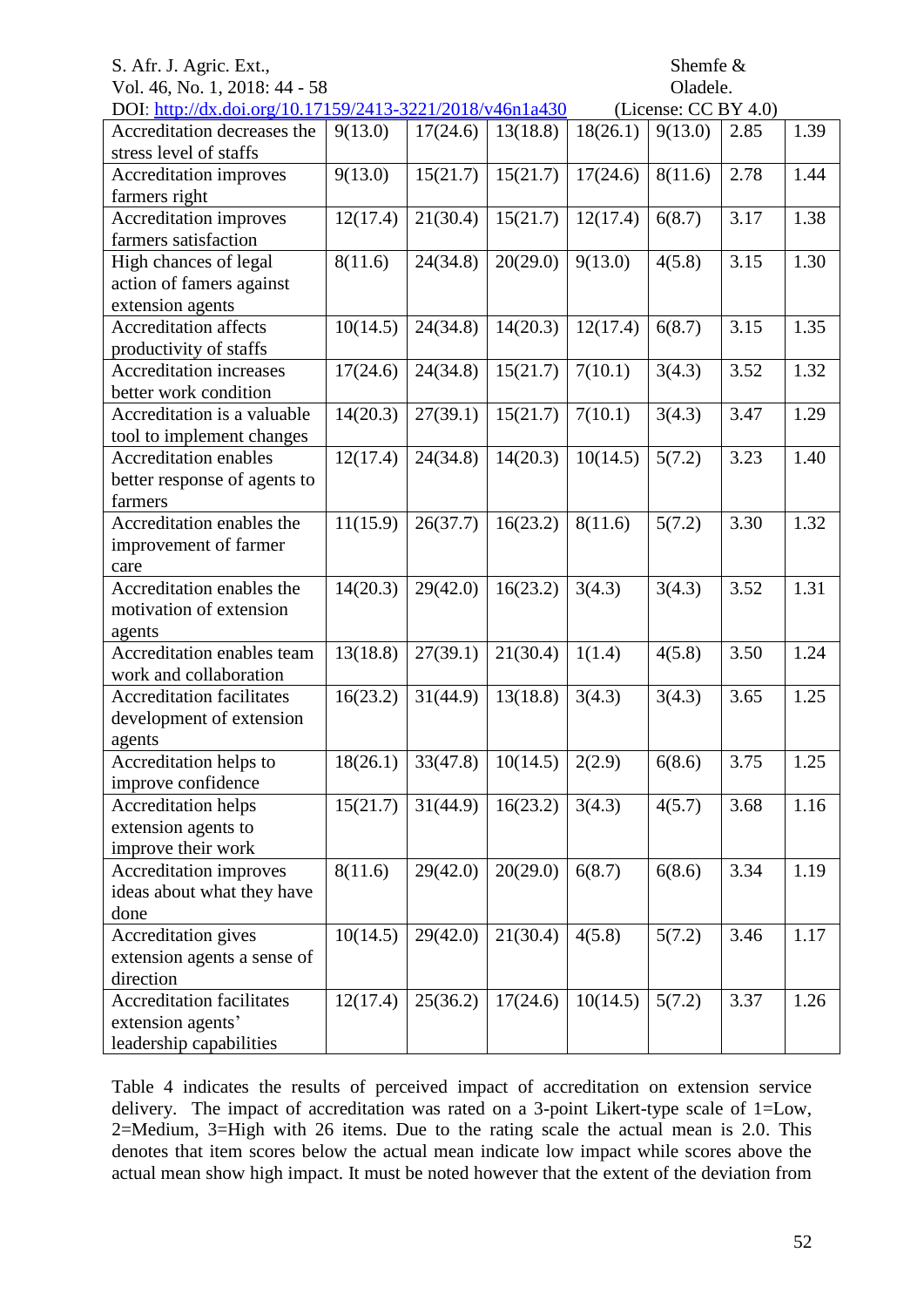| | | | | | | | |
|---|---|---|---|---|---|---|---|
| Accreditation decreases the stress level of staffs | 9(13.0) | 17(24.6) | 13(18.8) | 18(26.1) | 9(13.0) | 2.85 | 1.39 |
| Accreditation improves farmers right | 9(13.0) | 15(21.7) | 15(21.7) | 17(24.6) | 8(11.6) | 2.78 | 1.44 |
| Accreditation improves farmers satisfaction | 12(17.4) | 21(30.4) | 15(21.7) | 12(17.4) | 6(8.7) | 3.17 | 1.38 |
| High chances of legal action of famers against extension agents | 8(11.6) | 24(34.8) | 20(29.0) | 9(13.0) | 4(5.8) | 3.15 | 1.30 |
| Accreditation affects productivity of staffs | 10(14.5) | 24(34.8) | 14(20.3) | 12(17.4) | 6(8.7) | 3.15 | 1.35 |
| Accreditation increases better work condition | 17(24.6) | 24(34.8) | 15(21.7) | 7(10.1) | 3(4.3) | 3.52 | 1.32 |
| Accreditation is a valuable tool to implement changes | 14(20.3) | 27(39.1) | 15(21.7) | 7(10.1) | 3(4.3) | 3.47 | 1.29 |
| Accreditation enables better response of agents to farmers | 12(17.4) | 24(34.8) | 14(20.3) | 10(14.5) | 5(7.2) | 3.23 | 1.40 |
| Accreditation enables the improvement of farmer care | 11(15.9) | 26(37.7) | 16(23.2) | 8(11.6) | 5(7.2) | 3.30 | 1.32 |
| Accreditation enables the motivation of extension agents | 14(20.3) | 29(42.0) | 16(23.2) | 3(4.3) | 3(4.3) | 3.52 | 1.31 |
| Accreditation enables team work and collaboration | 13(18.8) | 27(39.1) | 21(30.4) | 1(1.4) | 4(5.8) | 3.50 | 1.24 |
| Accreditation facilitates development of extension agents | 16(23.2) | 31(44.9) | 13(18.8) | 3(4.3) | 3(4.3) | 3.65 | 1.25 |
| Accreditation helps to improve confidence | 18(26.1) | 33(47.8) | 10(14.5) | 2(2.9) | 6(8.6) | 3.75 | 1.25 |
| Accreditation helps extension agents to improve their work | 15(21.7) | 31(44.9) | 16(23.2) | 3(4.3) | 4(5.7) | 3.68 | 1.16 |
| Accreditation improves ideas about what they have done | 8(11.6) | 29(42.0) | 20(29.0) | 6(8.7) | 6(8.6) | 3.34 | 1.19 |
| Accreditation gives extension agents a sense of direction | 10(14.5) | 29(42.0) | 21(30.4) | 4(5.8) | 5(7.2) | 3.46 | 1.17 |
| Accreditation facilitates extension agents' leadership capabilities | 12(17.4) | 25(36.2) | 17(24.6) | 10(14.5) | 5(7.2) | 3.37 | 1.26 |

Table 4 indicates the results of perceived impact of accreditation on extension service delivery. The impact of accreditation was rated on a 3-point Likert-type scale of 1=Low, 2=Medium, 3=High with 26 items. Due to the rating scale the actual mean is 2.0. This denotes that item scores below the actual mean indicate low impact while scores above the actual mean show high impact. It must be noted however that the extent of the deviation from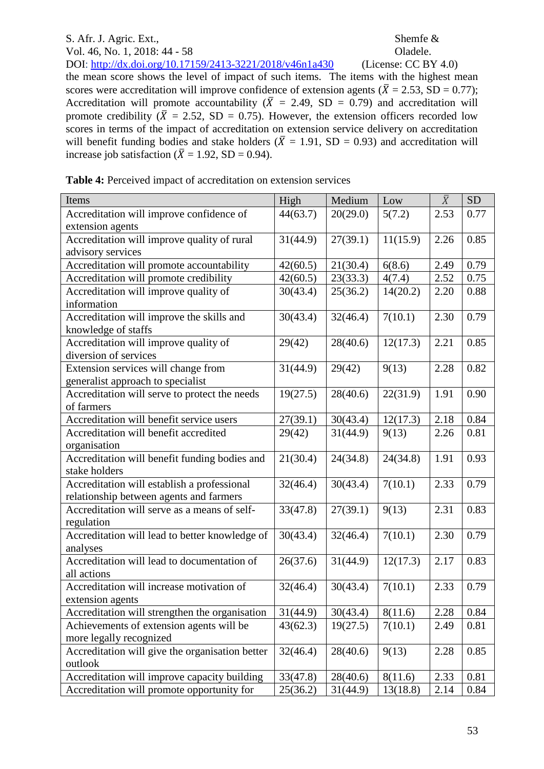the mean score shows the level of impact of such items. The items with the highest mean scores were accreditation will improve confidence of extension agents ($\bar{X}$ = 2.53, SD = 0.77); Accreditation will promote accountability ($\bar{X}$ = 2.49, SD = 0.79) and accreditation will promote credibility ($\bar{X}$ = 2.52, SD = 0.75). However, the extension officers recorded low scores in terms of the impact of accreditation on extension service delivery on accreditation will benefit funding bodies and stake holders ($\bar{X}$ = 1.91, SD = 0.93) and accreditation will increase job satisfaction ($\bar{X}$ = 1.92, SD = 0.94).

**Table 4:** Perceived impact of accreditation on extension services

| Items | High | Medium | Low | $\bar{X}$ | SD |
|---|---|---|---|---|---|
| Accreditation will improve confidence of extension agents | 44(63.7) | 20(29.0) | 5(7.2) | 2.53 | 0.77 |
| Accreditation will improve quality of rural advisory services | 31(44.9) | 27(39.1) | 11(15.9) | 2.26 | 0.85 |
| Accreditation will promote accountability | 42(60.5) | 21(30.4) | 6(8.6) | 2.49 | 0.79 |
| Accreditation will promote credibility | 42(60.5) | 23(33.3) | 4(7.4) | 2.52 | 0.75 |
| Accreditation will improve quality of information | 30(43.4) | 25(36.2) | 14(20.2) | 2.20 | 0.88 |
| Accreditation will improve the skills and knowledge of staffs | 30(43.4) | 32(46.4) | 7(10.1) | 2.30 | 0.79 |
| Accreditation will improve quality of diversion of services | 29(42) | 28(40.6) | 12(17.3) | 2.21 | 0.85 |
| Extension services will change from generalist approach to specialist | 31(44.9) | 29(42) | 9(13) | 2.28 | 0.82 |
| Accreditation will serve to protect the needs of the farmers | 19(27.5) | 28(40.6) | 22(31.9) | 1.91 | 0.90 |
| Accreditation will benefit service users | 27(39.1) | 30(43.4) | 12(17.3) | 2.18 | 0.84 |
| Accreditation will benefit accredited organisation | 29(42) | 31(44.9) | 9(13) | 2.26 | 0.81 |
| Accreditation will benefit funding bodies and stake holders | 21(30.4) | 24(34.8) | 24(34.8) | 1.91 | 0.93 |
| Accreditation will establish a professional relationship between agents and farmers | 32(46.4) | 30(43.4) | 7(10.1) | 2.33 | 0.79 |
| Accreditation will serve as a means of self-regulation | 33(47.8) | 27(39.1) | 9(13) | 2.31 | 0.83 |
| Accreditation will lead to better knowledge of analyses | 30(43.4) | 32(46.4) | 7(10.1) | 2.30 | 0.79 |
| Accreditation will lead to documentation of all actions | 26(37.6) | 31(44.9) | 12(17.3) | 2.17 | 0.83 |
| Accreditation will increase motivation of extension agents | 32(46.4) | 30(43.4) | 7(10.1) | 2.33 | 0.79 |
| Accreditation will strengthen the organisation | 31(44.9) | 30(43.4) | 8(11.6) | 2.28 | 0.84 |
| Achievements of extension agents will be more legally recognized | 43(62.3) | 19(27.5) | 7(10.1) | 2.49 | 0.81 |
| Accreditation will give the organisation better outlook | 32(46.4) | 28(40.6) | 9(13) | 2.28 | 0.85 |
| Accreditation will improve capacity building | 33(47.8) | 28(40.6) | 8(11.6) | 2.33 | 0.81 |
| Accreditation will promote opportunity for | 25(36.2) | 31(44.9) | 13(18.8) | 2.14 | 0.84 |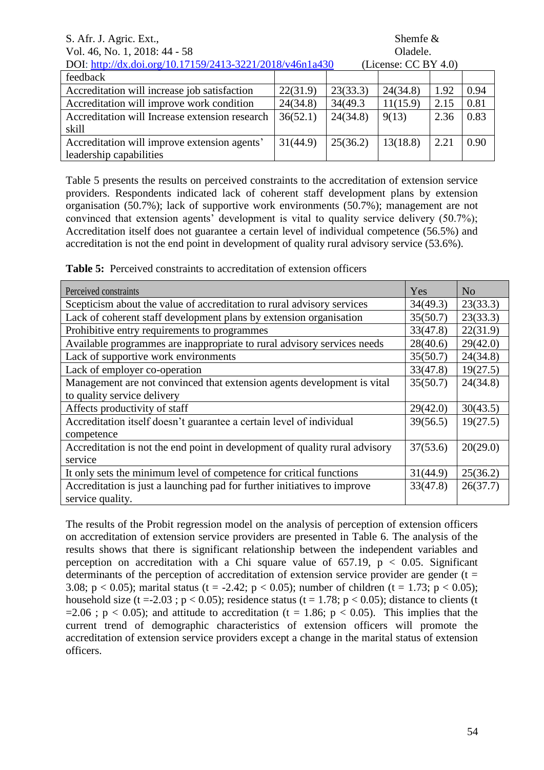| feedback | | | | | |
|---|---|---|---|---|---|
| Accreditation will increase job satisfaction | 22(31.9) | 23(33.3) | 24(34.8) | 1.92 | 0.94 |
| Accreditation will improve work condition | 24(34.8) | 34(49.3 | 11(15.9) | 2.15 | 0.81 |
| Accreditation will Increase extension research skill | 36(52.1) | 24(34.8) | 9(13) | 2.36 | 0.83 |
| Accreditation will improve extension agents' leadership capabilities | 31(44.9) | 25(36.2) | 13(18.8) | 2.21 | 0.90 |

Table 5 presents the results on perceived constraints to the accreditation of extension service providers. Respondents indicated lack of coherent staff development plans by extension organisation (50.7%); lack of supportive work environments (50.7%); management are not convinced that extension agents' development is vital to quality service delivery (50.7%); Accreditation itself does not guarantee a certain level of individual competence (56.5%) and accreditation is not the end point in development of quality rural advisory service (53.6%).

**Table 5:** Perceived constraints to accreditation of extension officers

| Perceived constraints | Yes | No |
|---|---|---|
| Scepticism about the value of accreditation to rural advisory services | 34(49.3) | 23(33.3) |
| Lack of coherent staff development plans by extension organisation | 35(50.7) | 23(33.3) |
| Prohibitive entry requirements to programmes | 33(47.8) | 22(31.9) |
| Available programmes are inappropriate to rural advisory services needs | 28(40.6) | 29(42.0) |
| Lack of supportive work environments | 35(50.7) | 24(34.8) |
| Lack of employer co-operation | 33(47.8) | 19(27.5) |
| Management are not convinced that extension agents development is vital to quality service delivery | 35(50.7) | 24(34.8) |
| Affects productivity of staff | 29(42.0) | 30(43.5) |
| Accreditation itself doesn't guarantee a certain level of individual competence | 39(56.5) | 19(27.5) |
| Accreditation is not the end point in development of quality rural advisory service | 37(53.6) | 20(29.0) |
| It only sets the minimum level of competence for critical functions | 31(44.9) | 25(36.2) |
| Accreditation is just a launching pad for further initiatives to improve service quality. | 33(47.8) | 26(37.7) |

The results of the Probit regression model on the analysis of perception of extension officers on accreditation of extension service providers are presented in Table 6. The analysis of the results shows that there is significant relationship between the independent variables and perception on accreditation with a Chi square value of 657.19, $p < 0.05$. Significant determinants of the perception of accreditation of extension service provider are gender ($t = 3.08$; $p < 0.05$); marital status ($t = -2.42$; $p < 0.05$); number of children ($t = 1.73$; $p < 0.05$); household size ($t = -2.03$ ; $p < 0.05$); residence status ($t = 1.78$; $p < 0.05$); distance to clients ($t = 2.06$ ; $p < 0.05$); and attitude to accreditation ($t = 1.86$; $p < 0.05$). This implies that the current trend of demographic characteristics of extension officers will promote the accreditation of extension service providers except a change in the marital status of extension officers.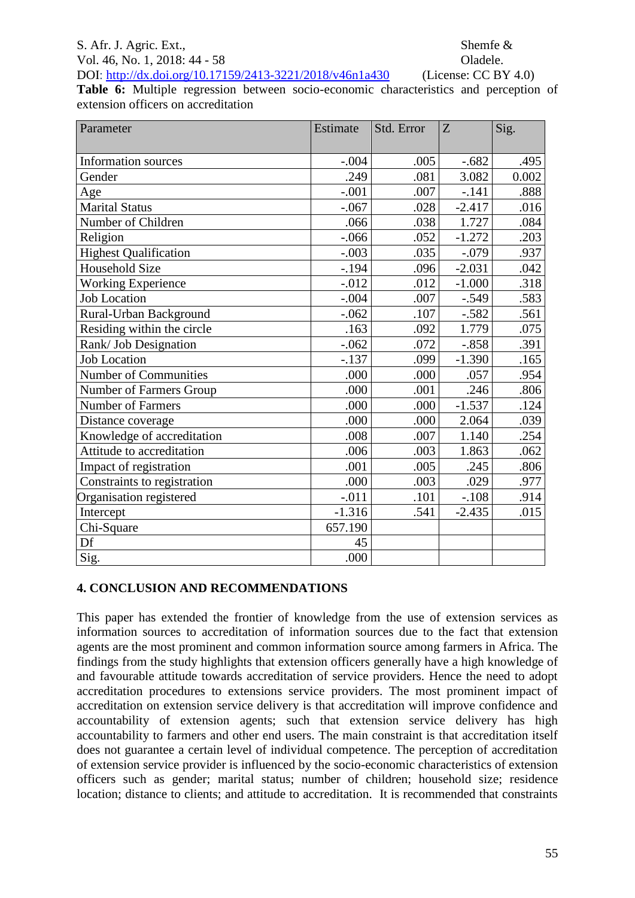**Table 6:** Multiple regression between socio-economic characteristics and perception of extension officers on accreditation

| Parameter | Estimate | Std. Error | Z | Sig. |
|---|---|---|---|---|
| Information sources | -.004 | .005 | -.682 | .495 |
| Gender | .249 | .081 | 3.082 | 0.002 |
| Age | -.001 | .007 | -.141 | .888 |
| Marital Status | -.067 | .028 | -2.417 | .016 |
| Number of Children | .066 | .038 | 1.727 | .084 |
| Religion | -.066 | .052 | -1.272 | .203 |
| Highest Qualification | -.003 | .035 | -.079 | .937 |
| Household Size | -.194 | .096 | -2.031 | .042 |
| Working Experience | -.012 | .012 | -1.000 | .318 |
| Job Location | -.004 | .007 | -.549 | .583 |
| Rural-Urban Background | -.062 | .107 | -.582 | .561 |
| Residing within the circle | .163 | .092 | 1.779 | .075 |
| Rank/ Job Designation | -.062 | .072 | -.858 | .391 |
| Job Location | -.137 | .099 | -1.390 | .165 |
| Number of Communities | .000 | .000 | .057 | .954 |
| Number of Farmers Group | .000 | .001 | .246 | .806 |
| Number of Farmers | .000 | .000 | -1.537 | .124 |
| Distance coverage | .000 | .000 | 2.064 | .039 |
| Knowledge of accreditation | .008 | .007 | 1.140 | .254 |
| Attitude to accreditation | .006 | .003 | 1.863 | .062 |
| Impact of registration | .001 | .005 | .245 | .806 |
| Constraints to registration | .000 | .003 | .029 | .977 |
| Organisation registered | -.011 | .101 | -.108 | .914 |
| Intercept | -1.316 | .541 | -2.435 | .015 |
| Chi-Square | 657.190 | | | |
| Df | 45 | | | |
| Sig. | .000 | | | |

## 4. CONCLUSION AND RECOMMENDATIONS

This paper has extended the frontier of knowledge from the use of extension services as information sources to accreditation of information sources due to the fact that extension agents are the most prominent and common information source among farmers in Africa. The findings from the study highlights that extension officers generally have a high knowledge of and favourable attitude towards accreditation of service providers. Hence the need to adopt accreditation procedures to extensions service providers. The most prominent impact of accreditation on extension service delivery is that accreditation will improve confidence and accountability of extension agents; such that extension service delivery has high accountability to farmers and other end users. The main constraint is that accreditation itself does not guarantee a certain level of individual competence. The perception of accreditation of extension service provider is influenced by the socio-economic characteristics of extension officers such as gender; marital status; number of children; household size; residence location; distance to clients; and attitude to accreditation. It is recommended that constraints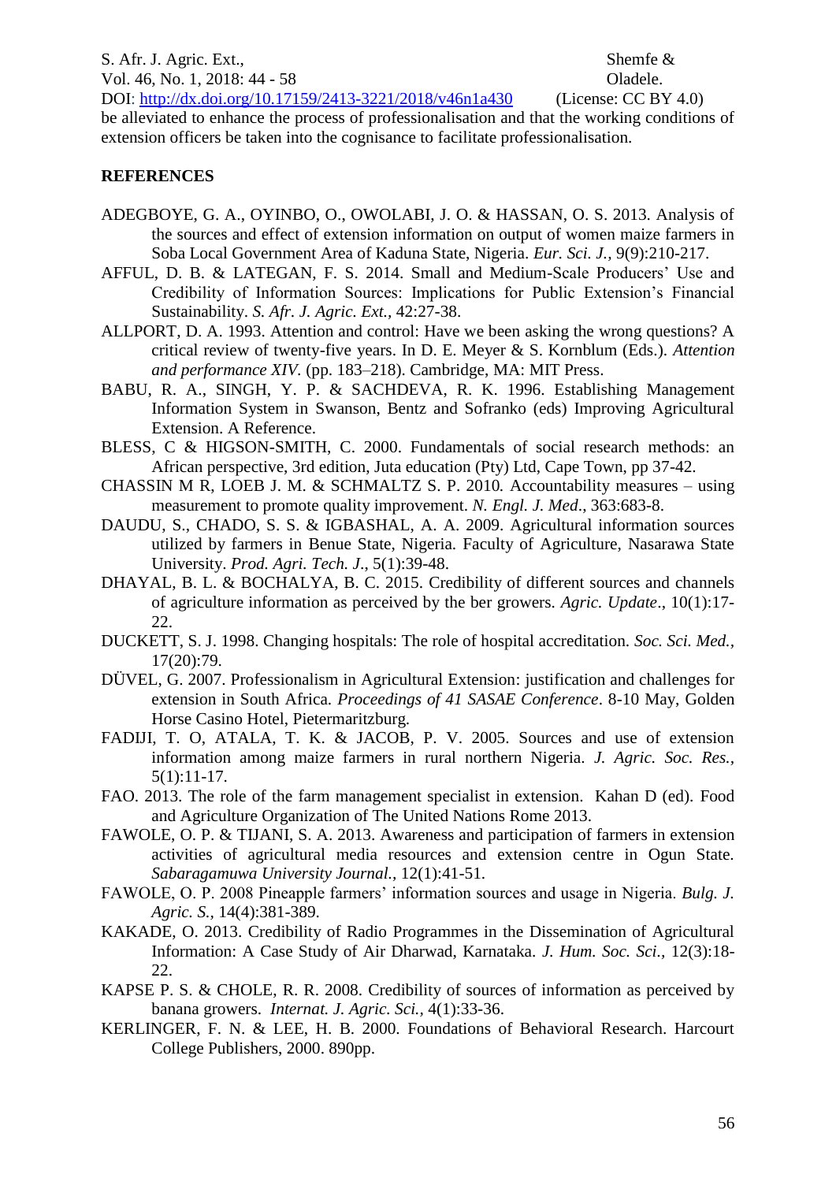be alleviated to enhance the process of professionalisation and that the working conditions of extension officers be taken into the cognisance to facilitate professionalisation.

**REFERENCES**

ADEGBOYE, G. A., OYINBO, O., OWOLABI, J. O. & HASSAN, O. S. 2013. Analysis of the sources and effect of extension information on output of women maize farmers in Soba Local Government Area of Kaduna State, Nigeria. *Eur. Sci. J.,* 9(9):210-217.

AFFUL, D. B. & LATEGAN, F. S. 2014. Small and Medium-Scale Producers' Use and Credibility of Information Sources: Implications for Public Extension's Financial Sustainability. *S. Afr. J. Agric. Ext.,* 42:27-38.

ALLPORT, D. A. 1993. Attention and control: Have we been asking the wrong questions? A critical review of twenty-five years. In D. E. Meyer & S. Kornblum (Eds.). *Attention and performance XIV.* (pp. 183–218). Cambridge, MA: MIT Press.

BABU, R. A., SINGH, Y. P. & SACHDEVA, R. K. 1996. Establishing Management Information System in Swanson, Bentz and Sofranko (eds) Improving Agricultural Extension. A Reference.

BLESS, C & HIGSON-SMITH, C. 2000. Fundamentals of social research methods: an African perspective, 3rd edition, Juta education (Pty) Ltd, Cape Town, pp 37-42.

CHASSIN M R, LOEB J. M. & SCHMALTZ S. P. 2010*.* Accountability measures – using measurement to promote quality improvement. *N. Engl. J. Med*., 363:683-8.

DAUDU, S., CHADO, S. S. & IGBASHAL, A. A. 2009. Agricultural information sources utilized by farmers in Benue State, Nigeria. Faculty of Agriculture, Nasarawa State University. *Prod. Agri. Tech. J*., 5(1):39-48.

DHAYAL, B. L. & BOCHALYA, B. C. 2015. Credibility of different sources and channels of agriculture information as perceived by the ber growers. *Agric. Update*., 10(1):17-22.

DUCKETT, S. J. 1998. Changing hospitals: The role of hospital accreditation. *Soc. Sci. Med.,* 17(20):79.

DÜVEL, G. 2007. Professionalism in Agricultural Extension: justification and challenges for extension in South Africa*. Proceedings of 41 SASAE Conference*. 8-10 May, Golden Horse Casino Hotel, Pietermaritzburg.

FADIJI, T. O, ATALA, T. K. & JACOB, P. V. 2005. Sources and use of extension information among maize farmers in rural northern Nigeria. *J. Agric. Soc. Res.,* 5(1):11-17.

FAO. 2013. The role of the farm management specialist in extension. Kahan D (ed). Food and Agriculture Organization of The United Nations Rome 2013.

FAWOLE, O. P. & TIJANI, S. A. 2013. Awareness and participation of farmers in extension activities of agricultural media resources and extension centre in Ogun State. *Sabaragamuwa University Journal.,* 12(1):41-51.

FAWOLE, O. P. 2008 Pineapple farmers' information sources and usage in Nigeria. *Bulg. J. Agric. S.,* 14(4):381-389.

KAKADE, O. 2013. Credibility of Radio Programmes in the Dissemination of Agricultural Information: A Case Study of Air Dharwad, Karnataka. *J. Hum. Soc. Sci.,* 12(3):18-22.

KAPSE P. S. & CHOLE, R. R. 2008. Credibility of sources of information as perceived by banana growers. *Internat. J. Agric. Sci.,* 4(1):33-36.

KERLINGER, F. N. & LEE, H. B. 2000. Foundations of Behavioral Research. Harcourt College Publishers, 2000. 890pp.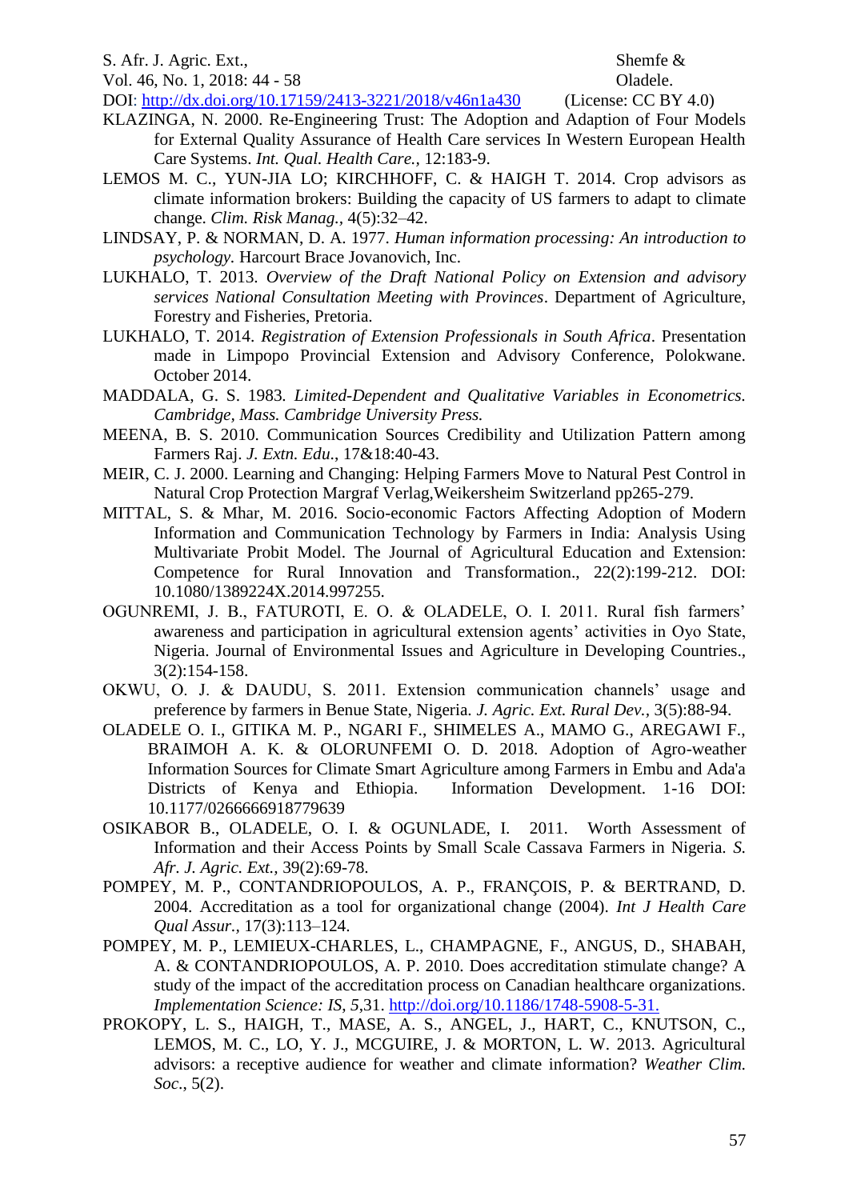KLAZINGA, N. 2000. Re-Engineering Trust: The Adoption and Adaption of Four Models for External Quality Assurance of Health Care services In Western European Health Care Systems. *Int. Qual. Health Care.,* 12:183-9.

LEMOS M. C., YUN-JIA LO; KIRCHHOFF, C. & HAIGH T. 2014. Crop advisors as climate information brokers: Building the capacity of US farmers to adapt to climate change. *Clim. Risk Manag.,* 4(5):32–42.

LINDSAY, P. & NORMAN, D. A. 1977. *Human information processing: An introduction to psychology.* Harcourt Brace Jovanovich, Inc.

LUKHALO, T. 2013. *Overview of the Draft National Policy on Extension and advisory services National Consultation Meeting with Provinces*. Department of Agriculture, Forestry and Fisheries, Pretoria.

LUKHALO, T. 2014. *Registration of Extension Professionals in South Africa*. Presentation made in Limpopo Provincial Extension and Advisory Conference, Polokwane. October 2014.

MADDALA, G. S. 1983. *Limited-Dependent and Qualitative Variables in Econometrics. Cambridge, Mass. Cambridge University Press.*

MEENA, B. S. 2010. Communication Sources Credibility and Utilization Pattern among Farmers Raj. *J. Extn. Edu.,* 17&18:40-43.

MEIR, C. J. 2000. Learning and Changing: Helping Farmers Move to Natural Pest Control in Natural Crop Protection Margraf Verlag,Weikersheim Switzerland pp265-279.

MITTAL, S. & Mhar, M. 2016. Socio-economic Factors Affecting Adoption of Modern Information and Communication Technology by Farmers in India: Analysis Using Multivariate Probit Model. The Journal of Agricultural Education and Extension: Competence for Rural Innovation and Transformation., 22(2):199-212. DOI: 10.1080/1389224X.2014.997255.

OGUNREMI, J. B., FATUROTI, E. O. & OLADELE, O. I. 2011. Rural fish farmers' awareness and participation in agricultural extension agents' activities in Oyo State, Nigeria. Journal of Environmental Issues and Agriculture in Developing Countries., 3(2):154-158.

OKWU, O. J. & DAUDU, S. 2011. Extension communication channels' usage and preference by farmers in Benue State, Nigeria. *J. Agric. Ext. Rural Dev.,* 3(5):88-94.

OLADELE O. I., GITIKA M. P., NGARI F., SHIMELES A., MAMO G., AREGAWI F., BRAIMOH A. K. & OLORUNFEMI O. D. 2018. Adoption of Agro-weather Information Sources for Climate Smart Agriculture among Farmers in Embu and Ada'a Districts of Kenya and Ethiopia. Information Development. 1-16 DOI: 10.1177/0266666918779639

OSIKABOR B., OLADELE, O. I. & OGUNLADE, I. 2011. Worth Assessment of Information and their Access Points by Small Scale Cassava Farmers in Nigeria. *S. Afr. J. Agric. Ext.,* 39(2):69-78.

POMPEY, M. P., CONTANDRIOPOULOS, A. P., FRANÇOIS, P. & BERTRAND, D. 2004. Accreditation as a tool for organizational change (2004). *Int J Health Care Qual Assur.,* 17(3):113–124.

POMPEY, M. P., LEMIEUX-CHARLES, L., CHAMPAGNE, F., ANGUS, D., SHABAH, A. & CONTANDRIOPOULOS, A. P. 2010. Does accreditation stimulate change? A study of the impact of the accreditation process on Canadian healthcare organizations. *Implementation Science: IS, 5*,31. http://doi.org/10.1186/1748-5908-5-31.

PROKOPY, L. S., HAIGH, T., MASE, A. S., ANGEL, J., HART, C., KNUTSON, C., LEMOS, M. C., LO, Y. J., MCGUIRE, J. & MORTON, L. W. 2013. Agricultural advisors: a receptive audience for weather and climate information? *Weather Clim. Soc.,* 5(2).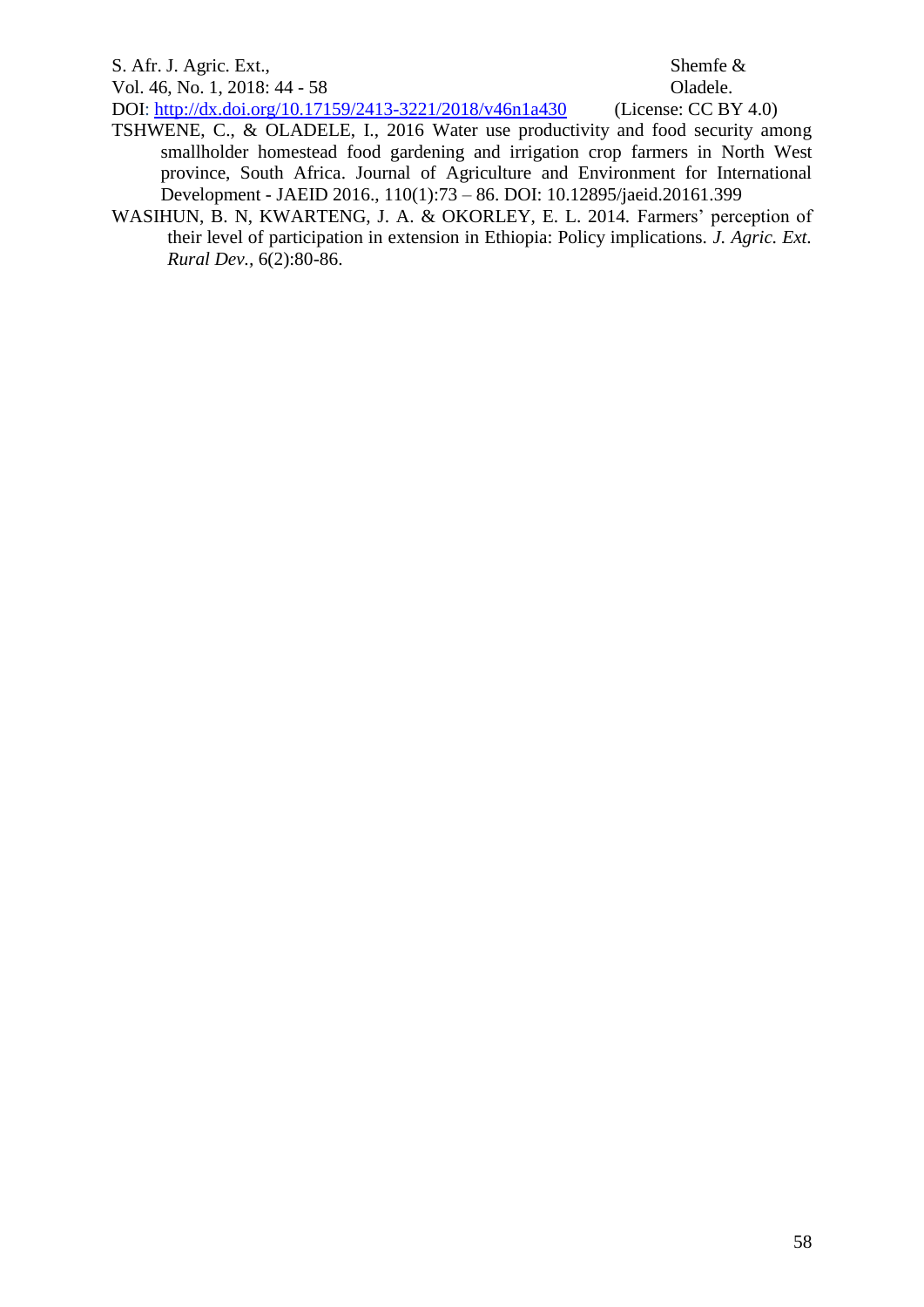TSHWENE, C., & OLADELE, I., 2016 Water use productivity and food security among smallholder homestead food gardening and irrigation crop farmers in North West province, South Africa. Journal of Agriculture and Environment for International Development - JAEID 2016., 110(1):73 – 86. DOI: 10.12895/jaeid.20161.399

WASIHUN, B. N, KWARTENG, J. A. & OKORLEY, E. L. 2014. Farmers' perception of their level of participation in extension in Ethiopia: Policy implications. *J. Agric. Ext. Rural Dev.,* 6(2):80-86.